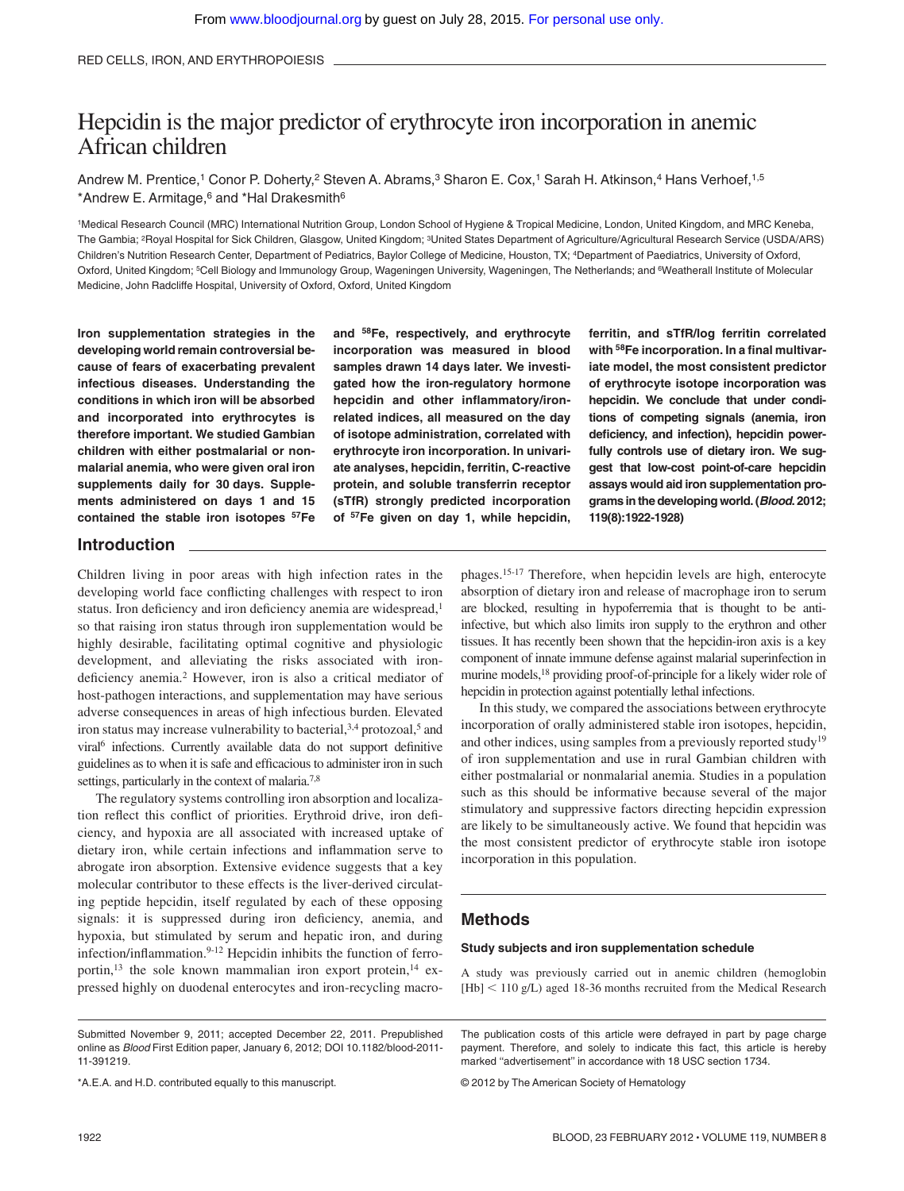# Hepcidin is the major predictor of erythrocyte iron incorporation in anemic African children

Andrew M. Prentice,[1] Conor P. Doherty,[2] Steven A. Abrams,[3] Sharon E. Cox,[1] Sarah H. Atkinson,[4] Hans Verhoef,[1,5] *Andrew E. Armitage,[6] and *Hal Drakesmith[6]

[1]Medical Research Council (MRC) International Nutrition Group, London School of Hygiene & Tropical Medicine, London, United Kingdom, and MRC Keneba, The Gambia; [2]Royal Hospital for Sick Children, Glasgow, United Kingdom; [3]United States Department of Agriculture/Agricultural Research Service (USDA/ARS) Children's Nutrition Research Center, Department of Pediatrics, Baylor College of Medicine, Houston, TX; [4]Department of Paediatrics, University of Oxford, Oxford, United Kingdom; [5]Cell Biology and Immunology Group, Wageningen University, Wageningen, The Netherlands; and [6]Weatherall Institute of Molecular Medicine, John Radcliffe Hospital, University of Oxford, Oxford, United Kingdom

**Iron supplementation strategies in the developing world remain controversial because of fears of exacerbating prevalent infectious diseases. Understanding the conditions in which iron will be absorbed and incorporated into erythrocytes is therefore important. We studied Gambian children with either postmalarial or nonmalarial anemia, who were given oral iron supplements daily for 30 days. Supplements administered on days 1 and 15 contained the stable iron isotopes $^{57}$Fe and $^{58}$Fe, respectively, and erythrocyte incorporation was measured in blood samples drawn 14 days later. We investigated how the iron-regulatory hormone hepcidin and other inflammatory/iron-related indices, all measured on the day of isotope administration, correlated with erythrocyte iron incorporation. In univariate analyses, hepcidin, ferritin, C-reactive protein, and soluble transferrin receptor (sTfR) strongly predicted incorporation of $^{57}$Fe given on day 1, while hepcidin, ferritin, and sTfR/log ferritin correlated with $^{58}$Fe incorporation. In a final multivariate model, the most consistent predictor of erythrocyte isotope incorporation was hepcidin. We conclude that under conditions of competing signals (anemia, iron deficiency, and infection), hepcidin powerfully controls use of dietary iron. We suggest that low-cost point-of-care hepcidin assays would aid iron supplementation programs in the developing world. (*Blood*. 2012; 119(8):1922-1928)**

## Introduction

Children living in poor areas with high infection rates in the developing world face conflicting challenges with respect to iron status. Iron deficiency and iron deficiency anemia are widespread,[1] so that raising iron status through iron supplementation would be highly desirable, facilitating optimal cognitive and physiologic development, and alleviating the risks associated with iron-deficiency anemia.[2] However, iron is also a critical mediator of host-pathogen interactions, and supplementation may have serious adverse consequences in areas of high infectious burden. Elevated iron status may increase vulnerability to bacterial,[3,4] protozoal,[5] and viral[6] infections. Currently available data do not support definitive guidelines as to when it is safe and efficacious to administer iron in such settings, particularly in the context of malaria.[7,8]

The regulatory systems controlling iron absorption and localization reflect this conflict of priorities. Erythroid drive, iron deficiency, and hypoxia are all associated with increased uptake of dietary iron, while certain infections and inflammation serve to abrogate iron absorption. Extensive evidence suggests that a key molecular contributor to these effects is the liver-derived circulating peptide hepcidin, itself regulated by each of these opposing signals: it is suppressed during iron deficiency, anemia, and hypoxia, but stimulated by serum and hepatic iron, and during infection/inflammation.[9-12] Hepcidin inhibits the function of ferroportin,[13] the sole known mammalian iron export protein,[14] expressed highly on duodenal enterocytes and iron-recycling macrophages.[15-17] Therefore, when hepcidin levels are high, enterocyte absorption of dietary iron and release of macrophage iron to serum are blocked, resulting in hypoferremia that is thought to be anti-infective, but which also limits iron supply to the erythron and other tissues. It has recently been shown that the hepcidin-iron axis is a key component of innate immune defense against malarial superinfection in murine models,[18] providing proof-of-principle for a likely wider role of hepcidin in protection against potentially lethal infections.

In this study, we compared the associations between erythrocyte incorporation of orally administered stable iron isotopes, hepcidin, and other indices, using samples from a previously reported study[19] of iron supplementation and use in rural Gambian children with either postmalarial or nonmalarial anemia. Studies in a population such as this should be informative because several of the major stimulatory and suppressive factors directing hepcidin expression are likely to be simultaneously active. We found that hepcidin was the most consistent predictor of erythrocyte stable iron isotope incorporation in this population.

## Methods

### Study subjects and iron supplementation schedule

A study was previously carried out in anemic children (hemoglobin [Hb] < 110 g/L) aged 18-36 months recruited from the Medical Research

Submitted November 9, 2011; accepted December 22, 2011. Prepublished online as *Blood* First Edition paper, January 6, 2012; DOI 10.1182/blood-2011-11-391219.

*A.E.A. and H.D. contributed equally to this manuscript.

The publication costs of this article were defrayed in part by page charge payment. Therefore, and solely to indicate this fact, this article is hereby marked "advertisement" in accordance with 18 USC section 1734.

© 2012 by The American Society of Hematology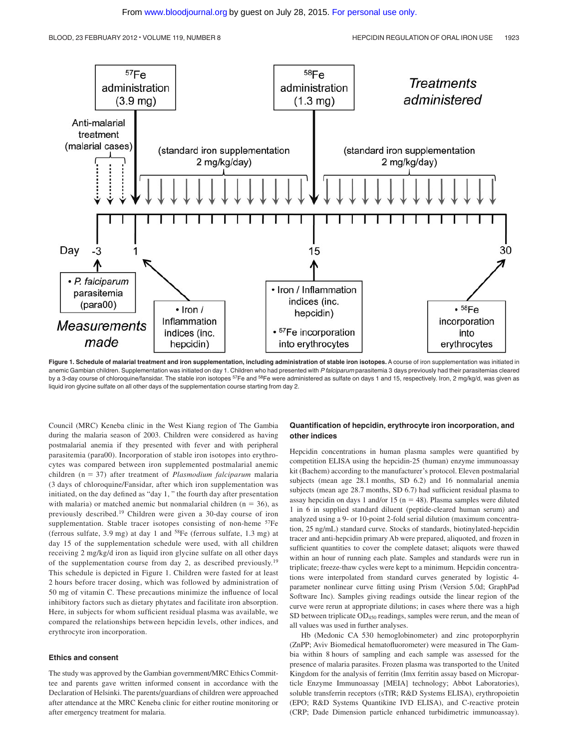Figure 1. Schedule of malarial treatment and iron supplementation, including administration of stable iron isotopes. A course of iron supplementation was initiated in anemic Gambian children. Supplementation was initiated on day 1. Children who had presented with *P falciparum* parasitemia 3 days previously had their parasitemias cleared by a 3-day course of chloroquine/fansidar. The stable iron isotopes $^{57}$Fe and $^{58}$Fe were administered as sulfate on days 1 and 15, respectively. Iron, 2 mg/kg/d, was given as liquid iron glycine sulfate on all other days of the supplementation course starting from day 2.

Council (MRC) Keneba clinic in the West Kiang region of The Gambia during the malaria season of 2003. Children were considered as having postmalarial anemia if they presented with fever and with peripheral parasitemia (para00). Incorporation of stable iron isotopes into erythrocytes was compared between iron supplemented postmalarial anemic children (n = 37) after treatment of *Plasmodium falciparum* malaria (3 days of chloroquine/Fansidar, after which iron supplementation was initiated, on the day defined as "day 1," the fourth day after presentation with malaria) or matched anemic but nonmalarial children (n = 36), as previously described.[19] Children were given a 30-day course of iron supplementation. Stable tracer isotopes consisting of non-heme $^{57}$Fe (ferrous sulfate, 3.9 mg) at day 1 and $^{58}$Fe (ferrous sulfate, 1.3 mg) at day 15 of the supplementation schedule were used, with all children receiving 2 mg/kg/d iron as liquid iron glycine sulfate on all other days of the supplementation course from day 2, as described previously.[19] This schedule is depicted in Figure 1. Children were fasted for at least 2 hours before tracer dosing, which was followed by administration of 50 mg of vitamin C. These precautions minimize the influence of local inhibitory factors such as dietary phytates and facilitate iron absorption. Here, in subjects for whom sufficient residual plasma was available, we compared the relationships between hepcidin levels, other indices, and erythrocyte iron incorporation.

### Ethics and consent

The study was approved by the Gambian government/MRC Ethics Committee and parents gave written informed consent in accordance with the Declaration of Helsinki. The parents/guardians of children were approached after attendance at the MRC Keneba clinic for either routine monitoring or after emergency treatment for malaria.

### Quantification of hepcidin, erythrocyte iron incorporation, and other indices

Hepcidin concentrations in human plasma samples were quantified by competition ELISA using the hepcidin-25 (human) enzyme immunoassay kit (Bachem) according to the manufacturer's protocol. Eleven postmalarial subjects (mean age 28.1 months, SD 6.2) and 16 nonmalarial anemia subjects (mean age 28.7 months, SD 6.7) had sufficient residual plasma to assay hepcidin on days 1 and/or 15 (n = 48). Plasma samples were diluted 1 in 6 in supplied standard diluent (peptide-cleared human serum) and analyzed using a 9- or 10-point 2-fold serial dilution (maximum concentration, 25 ng/mL) standard curve. Stocks of standards, biotinylated-hepcidin tracer and anti-hepcidin primary Ab were prepared, aliquoted, and frozen in sufficient quantities to cover the complete dataset; aliquots were thawed within an hour of running each plate. Samples and standards were run in triplicate; freeze-thaw cycles were kept to a minimum. Hepcidin concentrations were interpolated from standard curves generated by logistic 4-parameter nonlinear curve fitting using Prism (Version 5.0d; GraphPad Software Inc). Samples giving readings outside the linear region of the curve were rerun at appropriate dilutions; in cases where there was a high SD between triplicate $OD_{450}$ readings, samples were rerun, and the mean of all values was used in further analyses.

Hb (Medonic CA 530 hemoglobinometer) and zinc protoporphyrin (ZnPP; Aviv Biomedical hematofluorometer) were measured in The Gambia within 8 hours of sampling and each sample was assessed for the presence of malaria parasites. Frozen plasma was transported to the United Kingdom for the analysis of ferritin (Imx ferritin assay based on Microparticle Enzyme Immunoassay [MEIA] technology; Abbot Laboratories), soluble transferrin receptors (sTfR; R&D Systems ELISA), erythropoietin (EPO; R&D Systems Quantikine IVD ELISA), and C-reactive protein (CRP; Dade Dimension particle enhanced turbidimetric immunoassay).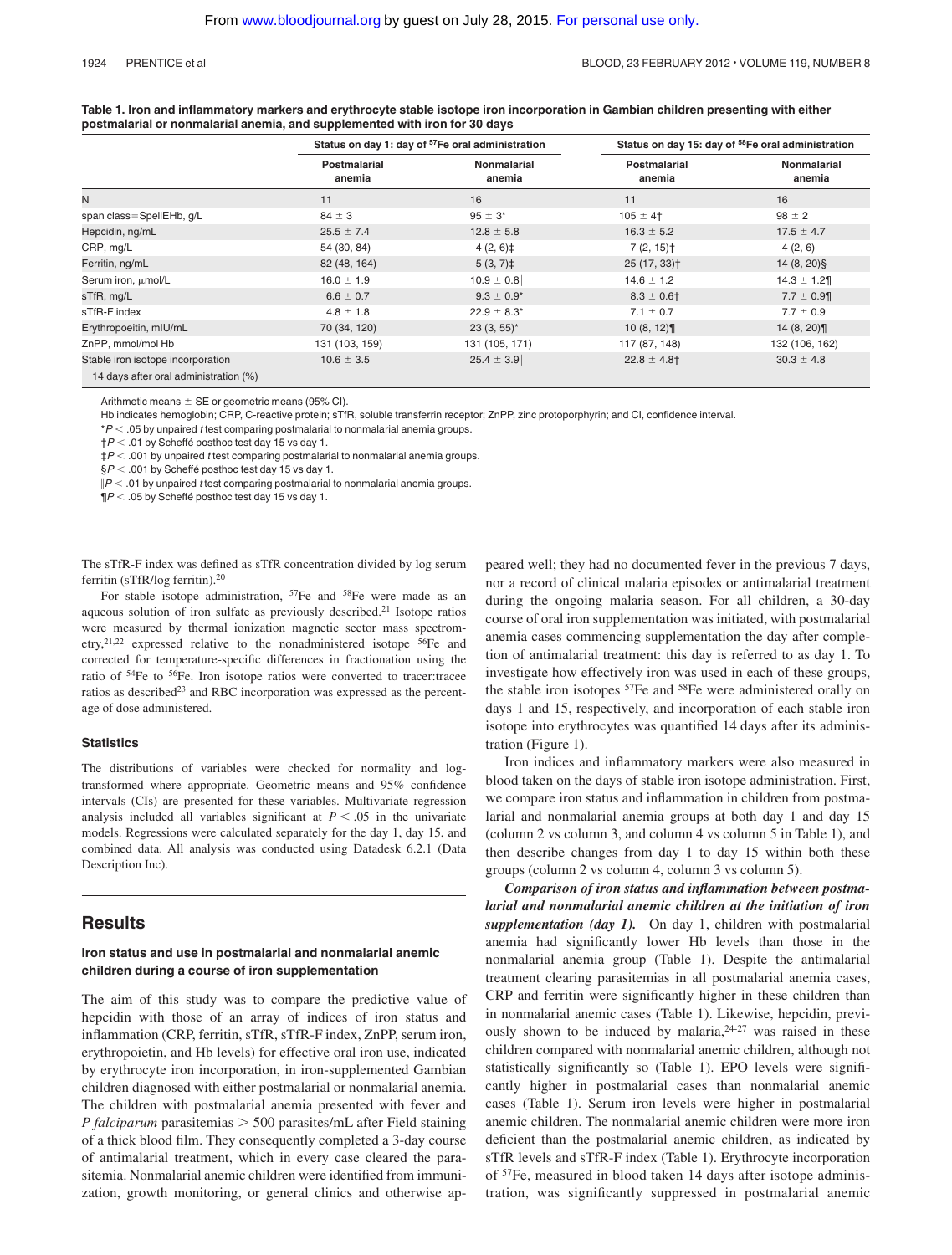**Table 1. Iron and inflammatory markers and erythrocyte stable isotope iron incorporation in Gambian children presenting with either postmalarial or nonmalarial anemia, and supplemented with iron for 30 days**

| | Status on day 1: day of $^{57}$Fe oral administration | | Status on day 15: day of $^{58}$Fe oral administration | |
|---|---|---|---|---|
| | Postmalarial anemia | Nonmalarial anemia | Postmalarial anemia | Nonmalarial anemia |
| N | 11 | 16 | 11 | 16 |
| span class=SpellEHb, g/L | 84 ± 3 | 95 ± 3* | 105 ± 4† | 98 ± 2 |
| Hepcidin, ng/mL | 25.5 ± 7.4 | 12.8 ± 5.8 | 16.3 ± 5.2 | 17.5 ± 4.7 |
| CRP, mg/L | 54 (30, 84) | 4 (2, 6)‡ | 7 (2, 15)† | 4 (2, 6) |
| Ferritin, ng/mL | 82 (48, 164) | 5 (3, 7)‡ | 25 (17, 33)† | 14 (8, 20)§ |
| Serum iron, μmol/L | 16.0 ± 1.9 | 10.9 ± 0.8‖ | 14.6 ± 1.2 | 14.3 ± 1.2¶ |
| sTfR, mg/L | 6.6 ± 0.7 | 9.3 ± 0.9* | 8.3 ± 0.6† | 7.7 ± 0.9¶ |
| sTfR-F index | 4.8 ± 1.8 | 22.9 ± 8.3* | 7.1 ± 0.7 | 7.7 ± 0.9 |
| Erythropoeitin, mIU/mL | 70 (34, 120) | 23 (3, 55)* | 10 (8, 12)¶ | 14 (8, 20)¶ |
| ZnPP, mmol/mol Hb | 131 (103, 159) | 131 (105, 171) | 117 (87, 148) | 132 (106, 162) |
| Stable iron isotope incorporation 14 days after oral administration (%) | 10.6 ± 3.5 | 25.4 ± 3.9‖ | 22.8 ± 4.8† | 30.3 ± 4.8 |

Arithmetic means ± SE or geometric means (95% CI).

Hb indicates hemoglobin; CRP, C-reactive protein; sTfR, soluble transferrin receptor; ZnPP, zinc protoporphyrin; and CI, confidence interval.

*$P < .05$ by unpaired $t$ test comparing postmalarial to nonmalarial anemia groups.

†$P < .01$ by Scheffé posthoc test day 15 vs day 1.

‡$P < .001$ by unpaired $t$ test comparing postmalarial to nonmalarial anemia groups.

§$P < .001$ by Scheffé posthoc test day 15 vs day 1.

‖$P < .01$ by unpaired $t$ test comparing postmalarial to nonmalarial anemia groups.

¶$P < .05$ by Scheffé posthoc test day 15 vs day 1.

The sTfR-F index was defined as sTfR concentration divided by log serum ferritin (sTfR/log ferritin).[20]

For stable isotope administration, $^{57}$Fe and $^{58}$Fe were made as an aqueous solution of iron sulfate as previously described.[21] Isotope ratios were measured by thermal ionization magnetic sector mass spectrometry,[21,22] expressed relative to the nonadministered isotope $^{56}$Fe and corrected for temperature-specific differences in fractionation using the ratio of $^{54}$Fe to $^{56}$Fe. Iron isotope ratios were converted to tracer:tracee ratios as described[23] and RBC incorporation was expressed as the percentage of dose administered.

### Statistics

The distributions of variables were checked for normality and log-transformed where appropriate. Geometric means and 95% confidence intervals (CIs) are presented for these variables. Multivariate regression analysis included all variables significant at $P < .05$ in the univariate models. Regressions were calculated separately for the day 1, day 15, and combined data. All analysis was conducted using Datadesk 6.2.1 (Data Description Inc).

## Results

### Iron status and use in postmalarial and nonmalarial anemic children during a course of iron supplementation

The aim of this study was to compare the predictive value of hepcidin with those of an array of indices of iron status and inflammation (CRP, ferritin, sTfR, sTfR-F index, ZnPP, serum iron, erythropoietin, and Hb levels) for effective oral iron use, indicated by erythrocyte iron incorporation, in iron-supplemented Gambian children diagnosed with either postmalarial or nonmalarial anemia. The children with postmalarial anemia presented with fever and *P falciparum* parasitemias > 500 parasites/mL after Field staining of a thick blood film. They consequently completed a 3-day course of antimalarial treatment, which in every case cleared the parasitemia. Nonmalarial anemic children were identified from immunization, growth monitoring, or general clinics and otherwise appeared well; they had no documented fever in the previous 7 days, nor a record of clinical malaria episodes or antimalarial treatment during the ongoing malaria season. For all children, a 30-day course of oral iron supplementation was initiated, with postmalarial anemia cases commencing supplementation the day after completion of antimalarial treatment: this day is referred to as day 1. To investigate how effectively iron was used in each of these groups, the stable iron isotopes $^{57}$Fe and $^{58}$Fe were administered orally on days 1 and 15, respectively, and incorporation of each stable iron isotope into erythrocytes was quantified 14 days after its administration (Figure 1).

Iron indices and inflammatory markers were also measured in blood taken on the days of stable iron isotope administration. First, we compare iron status and inflammation in children from postmalarial and nonmalarial anemia groups at both day 1 and day 15 (column 2 vs column 3, and column 4 vs column 5 in Table 1), and then describe changes from day 1 to day 15 within both these groups (column 2 vs column 4, column 3 vs column 5).

***Comparison of iron status and inflammation between postmalarial and nonmalarial anemic children at the initiation of iron supplementation (day 1).*** On day 1, children with postmalarial anemia had significantly lower Hb levels than those in the nonmalarial anemia group (Table 1). Despite the antimalarial treatment clearing parasitemias in all postmalarial anemia cases, CRP and ferritin were significantly higher in these children than in nonmalarial anemic cases (Table 1). Likewise, hepcidin, previously shown to be induced by malaria,[24-27] was raised in these children compared with nonmalarial anemic children, although not statistically significantly so (Table 1). EPO levels were significantly higher in postmalarial cases than nonmalarial anemic cases (Table 1). Serum iron levels were higher in postmalarial anemic children. The nonmalarial anemic children were more iron deficient than the postmalarial anemic children, as indicated by sTfR levels and sTfR-F index (Table 1). Erythrocyte incorporation of $^{57}$Fe, measured in blood taken 14 days after isotope administration, was significantly suppressed in postmalarial anemic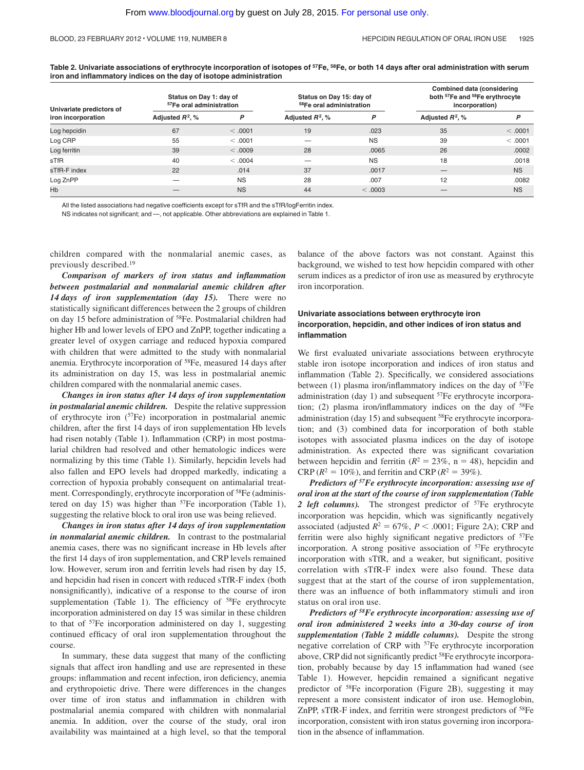**Table 2. Univariate associations of erythrocyte incorporation of isotopes of $^{57}$Fe, $^{58}$Fe, or both 14 days after oral administration with serum iron and inflammatory indices on the day of isotope administration**

| Univariate predictors of iron incorporation | Status on Day 1: day of $^{57}$Fe oral administration | | Status on Day 15: day of $^{58}$Fe oral administration | | Combined data (considering both $^{57}$Fe and $^{58}$Fe erythrocyte incorporation) | |
|---|---|---|---|---|---|---|
| | Adjusted $R^2$, % | $P$ | Adjusted $R^2$, % | $P$ | Adjusted $R^2$, % | $P$ |
| Log hepcidin | 67 | < .0001 | 19 | .023 | 35 | < .0001 |
| Log CRP | 55 | < .0001 | — | NS | 39 | < .0001 |
| Log ferritin | 39 | < .0009 | 28 | .0065 | 26 | .0002 |
| sTfR | 40 | < .0004 | — | NS | 18 | .0018 |
| sTfR-F index | 22 | .014 | 37 | .0017 | — | NS |
| Log ZnPP | — | NS | 28 | .007 | 12 | .0082 |
| Hb | — | NS | 44 | < .0003 | — | NS |

All the listed associations had negative coefficients except for sTfR and the sTfR/logFerritin index.

NS indicates not significant; and —, not applicable. Other abbreviations are explained in Table 1.

children compared with the nonmalarial anemic cases, as previously described.[19]

***Comparison of markers of iron status and inflammation between postmalarial and nonmalarial anemic children after 14 days of iron supplementation (day 15).*** There were no statistically significant differences between the 2 groups of children on day 15 before administration of $^{58}$Fe. Postmalarial children had higher Hb and lower levels of EPO and ZnPP, together indicating a greater level of oxygen carriage and reduced hypoxia compared with children that were admitted to the study with nonmalarial anemia. Erythrocyte incorporation of $^{58}$Fe, measured 14 days after its administration on day 15, was less in postmalarial anemic children compared with the nonmalarial anemic cases.

***Changes in iron status after 14 days of iron supplementation in postmalarial anemic children.*** Despite the relative suppression of erythrocyte iron ($^{57}$Fe) incorporation in postmalarial anemic children, after the first 14 days of iron supplementation Hb levels had risen notably (Table 1). Inflammation (CRP) in most postmalarial children had resolved and other hematologic indices were normalizing by this time (Table 1). Similarly, hepcidin levels had also fallen and EPO levels had dropped markedly, indicating a correction of hypoxia probably consequent on antimalarial treatment. Correspondingly, erythrocyte incorporation of $^{58}$Fe (administered on day 15) was higher than $^{57}$Fe incorporation (Table 1), suggesting the relative block to oral iron use was being relieved.

***Changes in iron status after 14 days of iron supplementation in nonmalarial anemic children.*** In contrast to the postmalarial anemia cases, there was no significant increase in Hb levels after the first 14 days of iron supplementation, and CRP levels remained low. However, serum iron and ferritin levels had risen by day 15, and hepcidin had risen in concert with reduced sTfR-F index (both nonsignificantly), indicative of a response to the course of iron supplementation (Table 1). The efficiency of $^{58}$Fe erythrocyte incorporation administered on day 15 was similar in these children to that of $^{57}$Fe incorporation administered on day 1, suggesting continued efficacy of oral iron supplementation throughout the course.

In summary, these data suggest that many of the conflicting signals that affect iron handling and use are represented in these groups: inflammation and recent infection, iron deficiency, anemia and erythropoietic drive. There were differences in the changes over time of iron status and inflammation in children with postmalarial anemia compared with children with nonmalarial anemia. In addition, over the course of the study, oral iron availability was maintained at a high level, so that the temporal balance of the above factors was not constant. Against this background, we wished to test how hepcidin compared with other serum indices as a predictor of iron use as measured by erythrocyte iron incorporation.

### Univariate associations between erythrocyte iron incorporation, hepcidin, and other indices of iron status and inflammation

We first evaluated univariate associations between erythrocyte stable iron isotope incorporation and indices of iron status and inflammation (Table 2). Specifically, we considered associations between (1) plasma iron/inflammatory indices on the day of $^{57}$Fe administration (day 1) and subsequent $^{57}$Fe erythrocyte incorporation; (2) plasma iron/inflammatory indices on the day of $^{58}$Fe administration (day 15) and subsequent $^{58}$Fe erythrocyte incorporation; and (3) combined data for incorporation of both stable isotopes with associated plasma indices on the day of isotope administration. As expected there was significant covariation between hepcidin and ferritin ($R^2 = 23\%$, n = 48), hepcidin and CRP ($R^2 = 10\%$), and ferritin and CRP ($R^2 = 39\%$).

***Predictors of $^{57}$Fe erythrocyte incorporation: assessing use of oral iron at the start of the course of iron supplementation (Table 2 left columns).*** The strongest predictor of $^{57}$Fe erythrocyte incorporation was hepcidin, which was significantly negatively associated (adjusted $R^2 = 67\%$, $P < .0001$; Figure 2A); CRP and ferritin were also highly significant negative predictors of $^{57}$Fe incorporation. A strong positive association of $^{57}$Fe erythrocyte incorporation with sTfR, and a weaker, but significant, positive correlation with sTfR-F index were also found. These data suggest that at the start of the course of iron supplementation, there was an influence of both inflammatory stimuli and iron status on oral iron use.

***Predictors of $^{58}$Fe erythrocyte incorporation: assessing use of oral iron administered 2 weeks into a 30-day course of iron supplementation (Table 2 middle columns).*** Despite the strong negative correlation of CRP with $^{57}$Fe erythrocyte incorporation above, CRP did not significantly predict $^{58}$Fe erythrocyte incorporation, probably because by day 15 inflammation had waned (see Table 1). However, hepcidin remained a significant negative predictor of $^{58}$Fe incorporation (Figure 2B), suggesting it may represent a more consistent indicator of iron use. Hemoglobin, ZnPP, sTfR-F index, and ferritin were strongest predictors of $^{58}$Fe incorporation, consistent with iron status governing iron incorporation in the absence of inflammation.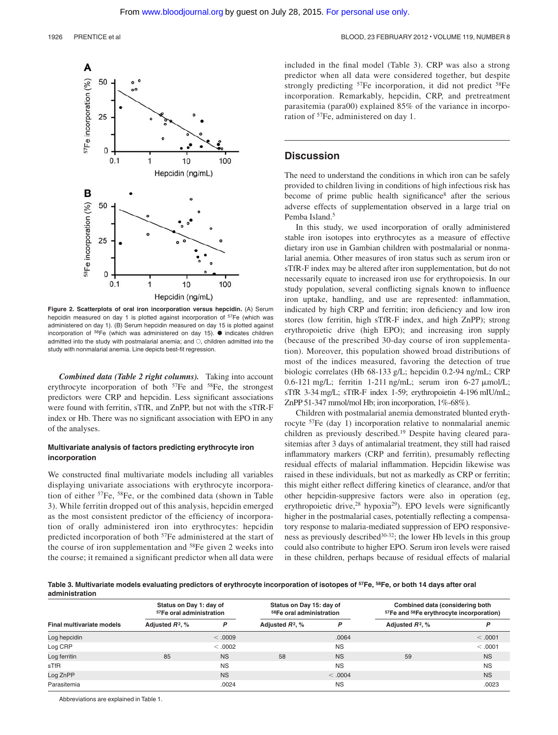Figure 2. Scatterplots of oral iron incorporation versus hepcidin. (A) Serum hepcidin measured on day 1 is plotted against incorporation of $^{57}$Fe (which was administered on day 1). (B) Serum hepcidin measured on day 15 is plotted against incorporation of $^{58}$Fe (which was administered on day 15). ● indicates children admitted into the study with postmalarial anemia; and ○, children admitted into the study with nonmalarial anemia. Line depicts best-fit regression.

*Combined data (Table 2 right columns).* Taking into account erythrocyte incorporation of both $^{57}$Fe and $^{58}$Fe, the strongest predictors were CRP and hepcidin. Less significant associations were found with ferritin, sTfR, and ZnPP, but not with the sTfR-F index or Hb. There was no significant association with EPO in any of the analyses.

### Multivariate analysis of factors predicting erythrocyte iron incorporation

We constructed final multivariate models including all variables displaying univariate associations with erythrocyte incorporation of either $^{57}$Fe, $^{58}$Fe, or the combined data (shown in Table 3). While ferritin dropped out of this analysis, hepcidin emerged as the most consistent predictor of the efficiency of incorporation of orally administered iron into erythrocytes: hepcidin predicted incorporation of both $^{57}$Fe administered at the start of the course of iron supplementation and $^{58}$Fe given 2 weeks into the course; it remained a significant predictor when all data were included in the final model (Table 3). CRP was also a strong predictor when all data were considered together, but despite strongly predicting $^{57}$Fe incorporation, it did not predict $^{58}$Fe incorporation. Remarkably, hepcidin, CRP, and pretreatment parasitemia (para00) explained 85% of the variance in incorporation of $^{57}$Fe, administered on day 1.

## Discussion

The need to understand the conditions in which iron can be safely provided to children living in conditions of high infectious risk has become of prime public health significance[8] after the serious adverse effects of supplementation observed in a large trial on Pemba Island.[5]

In this study, we used incorporation of orally administered stable iron isotopes into erythrocytes as a measure of effective dietary iron use in Gambian children with postmalarial or nonmalarial anemia. Other measures of iron status such as serum iron or sTfR-F index may be altered after iron supplementation, but do not necessarily equate to increased iron use for erythropoiesis. In our study population, several conflicting signals known to influence iron uptake, handling, and use are represented: inflammation, indicated by high CRP and ferritin; iron deficiency and low iron stores (low ferritin, high sTfR-F index, and high ZnPP); strong erythropoietic drive (high EPO); and increasing iron supply (because of the prescribed 30-day course of iron supplementation). Moreover, this population showed broad distributions of most of the indices measured, favoring the detection of true biologic correlates (Hb 68-133 g/L; hepcidin 0.2-94 ng/mL; CRP 0.6-121 mg/L; ferritin 1-211 ng/mL; serum iron 6-27 μmol/L; sTfR 3-34 mg/L; sTfR-F index 1-59; erythropoietin 4-196 mIU/mL; ZnPP 51-347 mmol/mol Hb; iron incorporation, 1%-68%).

Children with postmalarial anemia demonstrated blunted erythrocyte $^{57}$Fe (day 1) incorporation relative to nonmalarial anemic children as previously described.[19] Despite having cleared parasitemias after 3 days of antimalarial treatment, they still had raised inflammatory markers (CRP and ferritin), presumably reflecting residual effects of malarial inflammation. Hepcidin likewise was raised in these individuals, but not as markedly as CRP or ferritin; this might either reflect differing kinetics of clearance, and/or that other hepcidin-suppressive factors were also in operation (eg, erythropoietic drive,[28] hypoxia[29]). EPO levels were significantly higher in the postmalarial cases, potentially reflecting a compensatory response to malaria-mediated suppression of EPO responsiveness as previously described[30-32]; the lower Hb levels in this group could also contribute to higher EPO. Serum iron levels were raised in these children, perhaps because of residual effects of malarial

**Table 3. Multivariate models evaluating predictors of erythrocyte incorporation of isotopes of $^{57}$Fe, $^{58}$Fe, or both 14 days after oral administration**

| Final multivariate models | Status on Day 1: day of $^{57}$Fe oral administration | | Status on Day 15: day of $^{58}$Fe oral administration | | Combined data (considering both $^{57}$Fe and $^{58}$Fe erythrocyte incorporation) | |
|---|---|---|---|---|---|---|
| | Adjusted $R^2$, % | P | Adjusted $R^2$, % | P | Adjusted $R^2$, % | P |
| Log hepcidin | | < .0009 | | .0064 | | < .0001 |
| Log CRP | | < .0002 | | NS | | < .0001 |
| Log ferritin | 85 | NS | 58 | NS | 59 | NS |
| sTfR | | NS | | NS | | NS |
| Log ZnPP | | NS | | < .0004 | | NS |
| Parasitemia | | .0024 | | NS | | .0023 |

Abbreviations are explained in Table 1.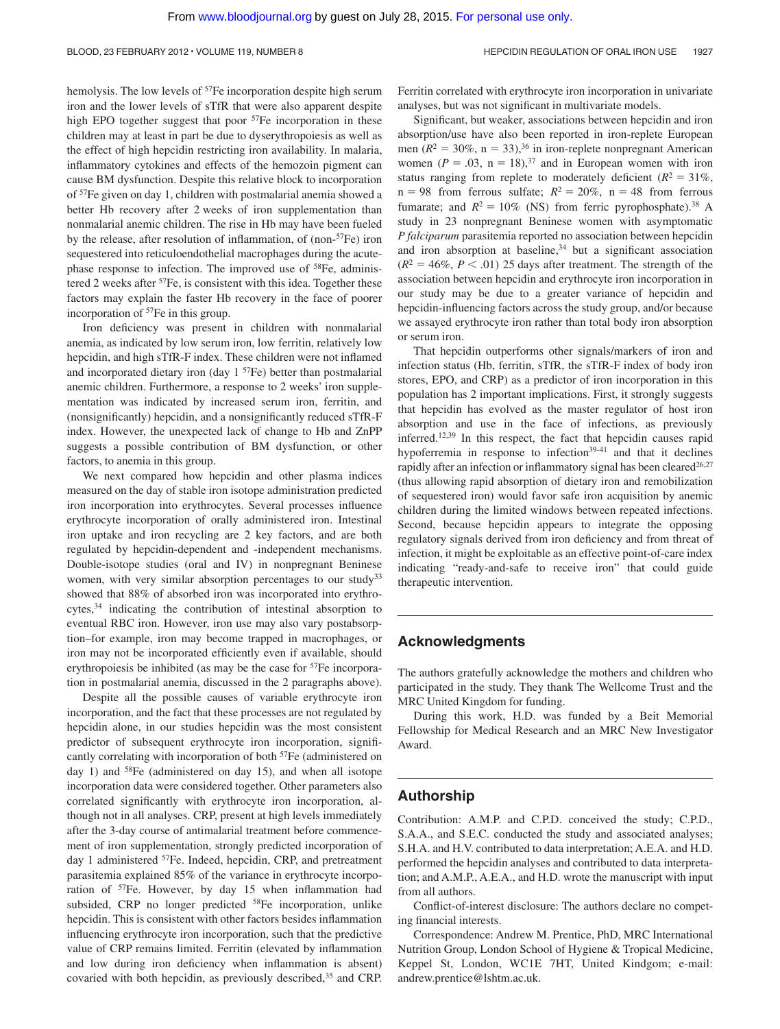hemolysis. The low levels of $^{57}$Fe incorporation despite high serum iron and the lower levels of sTfR that were also apparent despite high EPO together suggest that poor $^{57}$Fe incorporation in these children may at least in part be due to dyserythropoiesis as well as the effect of high hepcidin restricting iron availability. In malaria, inflammatory cytokines and effects of the hemozoin pigment can cause BM dysfunction. Despite this relative block to incorporation of $^{57}$Fe given on day 1, children with postmalarial anemia showed a better Hb recovery after 2 weeks of iron supplementation than nonmalarial anemic children. The rise in Hb may have been fueled by the release, after resolution of inflammation, of (non-$^{57}$Fe) iron sequestered into reticuloendothelial macrophages during the acute-phase response to infection. The improved use of $^{58}$Fe, administered 2 weeks after $^{57}$Fe, is consistent with this idea. Together these factors may explain the faster Hb recovery in the face of poorer incorporation of $^{57}$Fe in this group.

Iron deficiency was present in children with nonmalarial anemia, as indicated by low serum iron, low ferritin, relatively low hepcidin, and high sTfR-F index. These children were not inflamed and incorporated dietary iron (day 1 $^{57}$Fe) better than postmalarial anemic children. Furthermore, a response to 2 weeks' iron supplementation was indicated by increased serum iron, ferritin, and (nonsignificantly) hepcidin, and a nonsignificantly reduced sTfR-F index. However, the unexpected lack of change to Hb and ZnPP suggests a possible contribution of BM dysfunction, or other factors, to anemia in this group.

We next compared how hepcidin and other plasma indices measured on the day of stable iron isotope administration predicted iron incorporation into erythrocytes. Several processes influence erythrocyte incorporation of orally administered iron. Intestinal iron uptake and iron recycling are 2 key factors, and are both regulated by hepcidin-dependent and -independent mechanisms. Double-isotope studies (oral and IV) in nonpregnant Beninese women, with very similar absorption percentages to our study[33] showed that 88% of absorbed iron was incorporated into erythrocytes,[34] indicating the contribution of intestinal absorption to eventual RBC iron. However, iron use may also vary postabsorption–for example, iron may become trapped in macrophages, or iron may not be incorporated efficiently even if available, should erythropoiesis be inhibited (as may be the case for $^{57}$Fe incorporation in postmalarial anemia, discussed in the 2 paragraphs above).

Despite all the possible causes of variable erythrocyte iron incorporation, and the fact that these processes are not regulated by hepcidin alone, in our studies hepcidin was the most consistent predictor of subsequent erythrocyte iron incorporation, significantly correlating with incorporation of both $^{57}$Fe (administered on day 1) and $^{58}$Fe (administered on day 15), and when all isotope incorporation data were considered together. Other parameters also correlated significantly with erythrocyte iron incorporation, although not in all analyses. CRP, present at high levels immediately after the 3-day course of antimalarial treatment before commencement of iron supplementation, strongly predicted incorporation of day 1 administered $^{57}$Fe. Indeed, hepcidin, CRP, and pretreatment parasitemia explained 85% of the variance in erythrocyte incorporation of $^{57}$Fe. However, by day 15 when inflammation had subsided, CRP no longer predicted $^{58}$Fe incorporation, unlike hepcidin. This is consistent with other factors besides inflammation influencing erythrocyte iron incorporation, such that the predictive value of CRP remains limited. Ferritin (elevated by inflammation and low during iron deficiency when inflammation is absent) covaried with both hepcidin, as previously described,[35] and CRP. Ferritin correlated with erythrocyte iron incorporation in univariate analyses, but was not significant in multivariate models.

Significant, but weaker, associations between hepcidin and iron absorption/use have also been reported in iron-replete European men ($R^2$ = 30%, n = 33),[36] in iron-replete nonpregnant American women ($P$ = .03, n = 18),[37] and in European women with iron status ranging from replete to moderately deficient ($R^2$ = 31%, n = 98 from ferrous sulfate; $R^2$ = 20%, n = 48 from ferrous fumarate; and $R^2$ = 10% (NS) from ferric pyrophosphate).[38] A study in 23 nonpregnant Beninese women with asymptomatic *P falciparum* parasitemia reported no association between hepcidin and iron absorption at baseline,[34] but a significant association ($R^2$ = 46%, $P$ < .01) 25 days after treatment. The strength of the association between hepcidin and erythrocyte iron incorporation in our study may be due to a greater variance of hepcidin and hepcidin-influencing factors across the study group, and/or because we assayed erythrocyte iron rather than total body iron absorption or serum iron.

That hepcidin outperforms other signals/markers of iron and infection status (Hb, ferritin, sTfR, the sTfR-F index of body iron stores, EPO, and CRP) as a predictor of iron incorporation in this population has 2 important implications. First, it strongly suggests that hepcidin has evolved as the master regulator of host iron absorption and use in the face of infections, as previously inferred.[12,39] In this respect, the fact that hepcidin causes rapid hypoferremia in response to infection[39-41] and that it declines rapidly after an infection or inflammatory signal has been cleared[26,27] (thus allowing rapid absorption of dietary iron and remobilization of sequestered iron) would favor safe iron acquisition by anemic children during the limited windows between repeated infections. Second, because hepcidin appears to integrate the opposing regulatory signals derived from iron deficiency and from threat of infection, it might be exploitable as an effective point-of-care index indicating "ready-and-safe to receive iron" that could guide therapeutic intervention.

## Acknowledgments

The authors gratefully acknowledge the mothers and children who participated in the study. They thank The Wellcome Trust and the MRC United Kingdom for funding.

During this work, H.D. was funded by a Beit Memorial Fellowship for Medical Research and an MRC New Investigator Award.

## Authorship

Contribution: A.M.P. and C.P.D. conceived the study; C.P.D., S.A.A., and S.E.C. conducted the study and associated analyses; S.H.A. and H.V. contributed to data interpretation; A.E.A. and H.D. performed the hepcidin analyses and contributed to data interpretation; and A.M.P., A.E.A., and H.D. wrote the manuscript with input from all authors.

Conflict-of-interest disclosure: The authors declare no competing financial interests.

Correspondence: Andrew M. Prentice, PhD, MRC International Nutrition Group, London School of Hygiene & Tropical Medicine, Keppel St, London, WC1E 7HT, United Kingdom; e-mail: andrew.prentice@lshtm.ac.uk.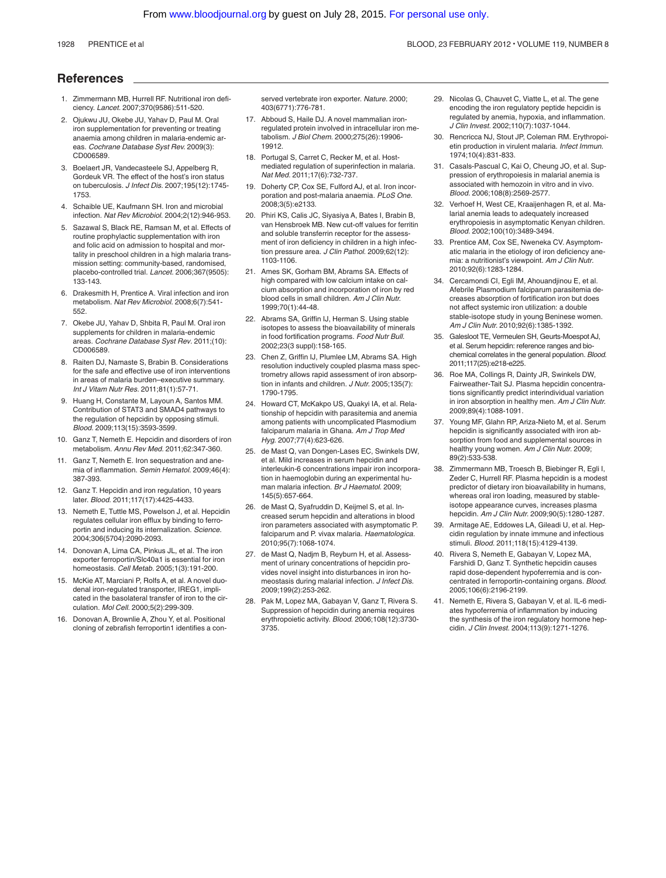## References

1. Zimmermann MB, Hurrell RF. Nutritional iron deficiency. *Lancet.* 2007;370(9586):511-520.
2. Ojukwu JU, Okebe JU, Yahav D, Paul M. Oral iron supplementation for preventing or treating anaemia among children in malaria-endemic areas. *Cochrane Database Syst Rev.* 2009(3): CD006589.
3. Boelaert JR, Vandecasteele SJ, Appelberg R, Gordeuk VR. The effect of the host's iron status on tuberculosis. *J Infect Dis.* 2007;195(12):1745-1753.
4. Schaible UE, Kaufmann SH. Iron and microbial infection. *Nat Rev Microbiol.* 2004;2(12):946-953.
5. Sazawal S, Black RE, Ramsan M, et al. Effects of routine prophylactic supplementation with iron and folic acid on admission to hospital and mortality in preschool children in a high malaria transmission setting: community-based, randomised, placebo-controlled trial. *Lancet.* 2006;367(9505): 133-143.
6. Drakesmith H, Prentice A. Viral infection and iron metabolism. *Nat Rev Microbiol.* 2008;6(7):541-552.
7. Okebe JU, Yahav D, Shbita R, Paul M. Oral iron supplements for children in malaria-endemic areas. *Cochrane Database Syst Rev.* 2011;(10): CD006589.
8. Raiten DJ, Namaste S, Brabin B. Considerations for the safe and effective use of iron interventions in areas of malaria burden–executive summary. *Int J Vitam Nutr Res.* 2011;81(1):57-71.
9. Huang H, Constante M, Layoun A, Santos MM. Contribution of STAT3 and SMAD4 pathways to the regulation of hepcidin by opposing stimuli. *Blood.* 2009;113(15):3593-3599.
10. Ganz T, Nemeth E. Hepcidin and disorders of iron metabolism. *Annu Rev Med.* 2011;62:347-360.
11. Ganz T, Nemeth E. Iron sequestration and anemia of inflammation. *Semin Hematol.* 2009;46(4): 387-393.
12. Ganz T. Hepcidin and iron regulation, 10 years later. *Blood.* 2011;117(17):4425-4433.
13. Nemeth E, Tuttle MS, Powelson J, et al. Hepcidin regulates cellular iron efflux by binding to ferroportin and inducing its internalization. *Science.* 2004;306(5704):2090-2093.
14. Donovan A, Lima CA, Pinkus JL, et al. The iron exporter ferroportin/Slc40a1 is essential for iron homeostasis. *Cell Metab.* 2005;1(3):191-200.
15. McKie AT, Marciani P, Rolfs A, et al. A novel duodenal iron-regulated transporter, IREG1, implicated in the basolateral transfer of iron to the circulation. *Mol Cell.* 2000;5(2):299-309.
16. Donovan A, Brownlie A, Zhou Y, et al. Positional cloning of zebrafish ferroportin1 identifies a conserved vertebrate iron exporter. *Nature.* 2000; 403(6771):776-781.
17. Abboud S, Haile DJ. A novel mammalian iron-regulated protein involved in intracellular iron metabolism. *J Biol Chem.* 2000;275(26):19906-19912.
18. Portugal S, Carret C, Recker M, et al. Host-mediated regulation of superinfection in malaria. *Nat Med.* 2011;17(6):732-737.
19. Doherty CP, Cox SE, Fulford AJ, et al. Iron incorporation and post-malaria anaemia. *PLoS One.* 2008;3(5):e2133.
20. Phiri KS, Calis JC, Siyasiya A, Bates I, Brabin B, van Hensbroek MB. New cut-off values for ferritin and soluble transferrin receptor for the assessment of iron deficiency in children in a high infection pressure area. *J Clin Pathol.* 2009;62(12): 1103-1106.
21. Ames SK, Gorham BM, Abrams SA. Effects of high compared with low calcium intake on calcium absorption and incorporation of iron by red blood cells in small children. *Am J Clin Nutr.* 1999;70(1):44-48.
22. Abrams SA, Griffin IJ, Herman S. Using stable isotopes to assess the bioavailability of minerals in food fortification programs. *Food Nutr Bull.* 2002;23(3 suppl):158-165.
23. Chen Z, Griffin IJ, Plumlee LM, Abrams SA. High resolution inductively coupled plasma mass spectrometry allows rapid assessment of iron absorption in infants and children. *J Nutr.* 2005;135(7): 1790-1795.
24. Howard CT, McKakpo US, Quakyi IA, et al. Relationship of hepcidin with parasitemia and anemia among patients with uncomplicated Plasmodium falciparum malaria in Ghana. *Am J Trop Med Hyg.* 2007;77(4):623-626.
25. de Mast Q, van Dongen-Lases EC, Swinkels DW, et al. Mild increases in serum hepcidin and interleukin-6 concentrations impair iron incorporation in haemoglobin during an experimental human malaria infection. *Br J Haematol.* 2009; 145(5):657-664.
26. de Mast Q, Syafruddin D, Keijmel S, et al. Increased serum hepcidin and alterations in blood iron parameters associated with asymptomatic P. falciparum and P. vivax malaria. *Haematologica.* 2010;95(7):1068-1074.
27. de Mast Q, Nadjm B, Reyburn H, et al. Assessment of urinary concentrations of hepcidin provides novel insight into disturbances in iron homeostasis during malarial infection. *J Infect Dis.* 2009;199(2):253-262.
28. Pak M, Lopez MA, Gabayan V, Ganz T, Rivera S. Suppression of hepcidin during anemia requires erythropoietic activity. *Blood.* 2006;108(12):3730-3735.
29. Nicolas G, Chauvet C, Viatte L, et al. The gene encoding the iron regulatory peptide hepcidin is regulated by anemia, hypoxia, and inflammation. *J Clin Invest.* 2002;110(7):1037-1044.
30. Rencricca NJ, Stout JP, Coleman RM. Erythropoietin production in virulent malaria. *Infect Immun.* 1974;10(4):831-833.
31. Casals-Pascual C, Kai O, Cheung JO, et al. Suppression of erythropoiesis in malarial anemia is associated with hemozoin in vitro and in vivo. *Blood.* 2006;108(8):2569-2577.
32. Verhoef H, West CE, Kraaijenhagen R, et al. Malarial anemia leads to adequately increased erythropoiesis in asymptomatic Kenyan children. *Blood.* 2002;100(10):3489-3494.
33. Prentice AM, Cox SE, Nweneka CV. Asymptomatic malaria in the etiology of iron deficiency anemia: a nutritionist's viewpoint. *Am J Clin Nutr.* 2010;92(6):1283-1284.
34. Cercamondi CI, Egli IM, Ahouandjinou E, et al. Afebrile Plasmodium falciparum parasitemia decreases absorption of fortification iron but does not affect systemic iron utilization: a double stable-isotope study in young Beninese women. *Am J Clin Nutr.* 2010;92(6):1385-1392.
35. Galesloot TE, Vermeulen SH, Geurts-Moespot AJ, et al. Serum hepcidin: reference ranges and biochemical correlates in the general population. *Blood.* 2011;117(25):e218-e225.
36. Roe MA, Collings R, Dainty JR, Swinkels DW, Fairweather-Tait SJ. Plasma hepcidin concentrations significantly predict interindividual variation in iron absorption in healthy men. *Am J Clin Nutr.* 2009;89(4):1088-1091.
37. Young MF, Glahn RP, Ariza-Nieto M, et al. Serum hepcidin is significantly associated with iron absorption from food and supplemental sources in healthy young women. *Am J Clin Nutr.* 2009; 89(2):533-538.
38. Zimmermann MB, Troesch B, Biebinger R, Egli I, Zeder C, Hurrell RF. Plasma hepcidin is a modest predictor of dietary iron bioavailability in humans, whereas oral iron loading, measured by stable-isotope appearance curves, increases plasma hepcidin. *Am J Clin Nutr.* 2009;90(5):1280-1287.
39. Armitage AE, Eddowes LA, Gileadi U, et al. Hepcidin regulation by innate immune and infectious stimuli. *Blood.* 2011;118(15):4129-4139.
40. Rivera S, Nemeth E, Gabayan V, Lopez MA, Farshidi D, Ganz T. Synthetic hepcidin causes rapid dose-dependent hypoferremia and is concentrated in ferroportin-containing organs. *Blood.* 2005;106(6):2196-2199.
41. Nemeth E, Rivera S, Gabayan V, et al. IL-6 mediates hypoferremia of inflammation by inducing the synthesis of the iron regulatory hormone hepcidin. *J Clin Invest.* 2004;113(9):1271-1276.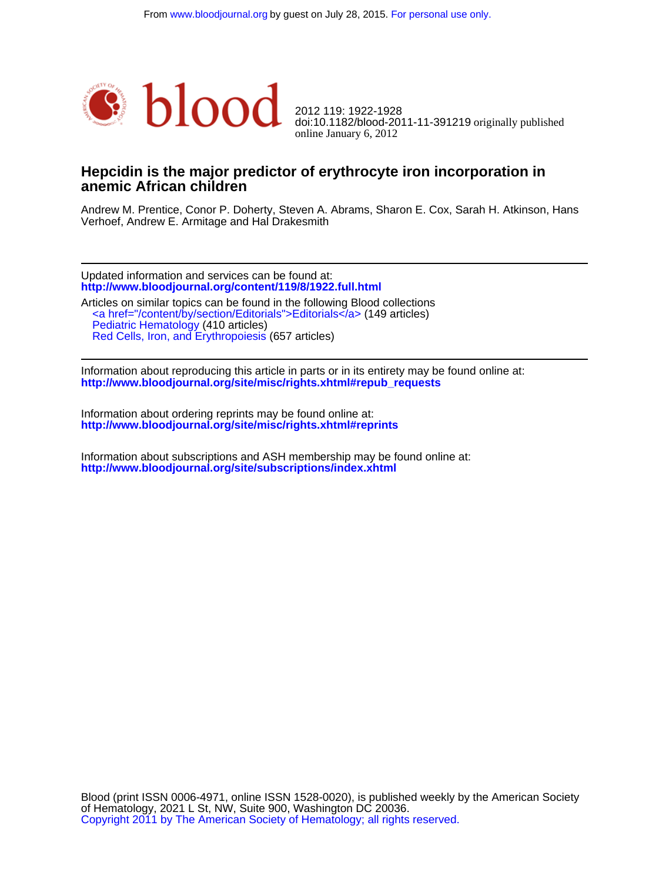From www.bloodjournal.org by guest on July 28, 2015. For personal use only.

blood

2012 119: 1922-1928
doi:10.1182/blood-2011-11-391219 originally published online January 6, 2012

# Hepcidin is the major predictor of erythrocyte iron incorporation in anemic African children

Andrew M. Prentice, Conor P. Doherty, Steven A. Abrams, Sharon E. Cox, Sarah H. Atkinson, Hans Verhoef, Andrew E. Armitage and Hal Drakesmith

---

Updated information and services can be found at:
**http://www.bloodjournal.org/content/119/8/1922.full.html**

Articles on similar topics can be found in the following Blood collections
<a href="/content/by/section/Editorials">Editorials</a> (149 articles)
Pediatric Hematology (410 articles)
Red Cells, Iron, and Erythropoiesis (657 articles)

---

Information about reproducing this article in parts or in its entirety may be found online at:
**http://www.bloodjournal.org/site/misc/rights.xhtml#repub_requests**

Information about ordering reprints may be found online at:
**http://www.bloodjournal.org/site/misc/rights.xhtml#reprints**

Information about subscriptions and ASH membership may be found online at:
**http://www.bloodjournal.org/site/subscriptions/index.xhtml**

Blood (print ISSN 0006-4971, online ISSN 1528-0020), is published weekly by the American Society of Hematology, 2021 L St, NW, Suite 900, Washington DC 20036.
Copyright 2011 by The American Society of Hematology; all rights reserved.